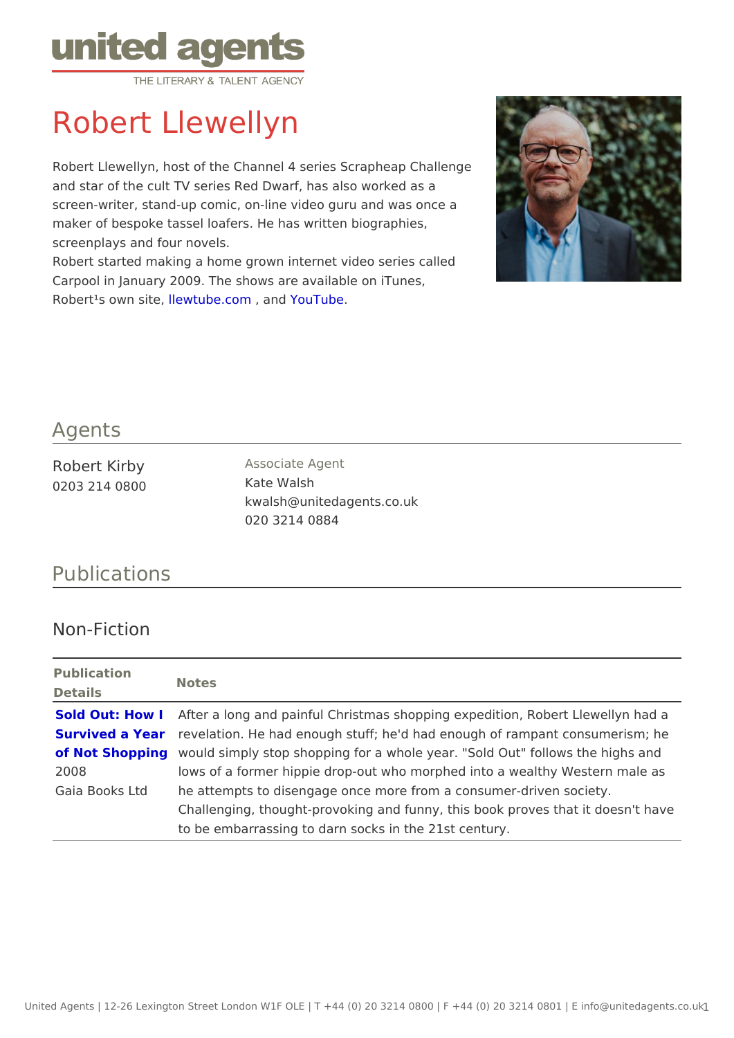# Robert Llewellyn

Robert Llewellyn, host of the Channel 4 series Scrapheap Challenge and star of the cult TV series Red Dwarf, has also worked as a screen-writer, stand-up comic, on-line video guru and was once a maker of bespoke tassel loafers. He has written biographies, screenplays and four novels.

Robert started making a home grown internet video series called Carpool in January 2009. The shows are available on iTunes, Robert¹s own site, llewtube.com , and YouTube.

## Agents

Robert Kirby
0203 214 0800

Associate Agent
Kate Walsh
kwalsh@unitedagents.co.uk
020 3214 0884

## Publications

### Non-Fiction

| Publication Details | Notes |
|---|---|
| **Sold Out: How I Survived a Year of Not Shopping**<br>2008<br>Gaia Books Ltd | After a long and painful Christmas shopping expedition, Robert Llewellyn had a revelation. He had enough stuff; he'd had enough of rampant consumerism; he would simply stop shopping for a whole year. "Sold Out" follows the highs and lows of a former hippie drop-out who morphed into a wealthy Western male as he attempts to disengage once more from a consumer-driven society. Challenging, thought-provoking and funny, this book proves that it doesn't have to be embarrassing to darn socks in the 21st century. |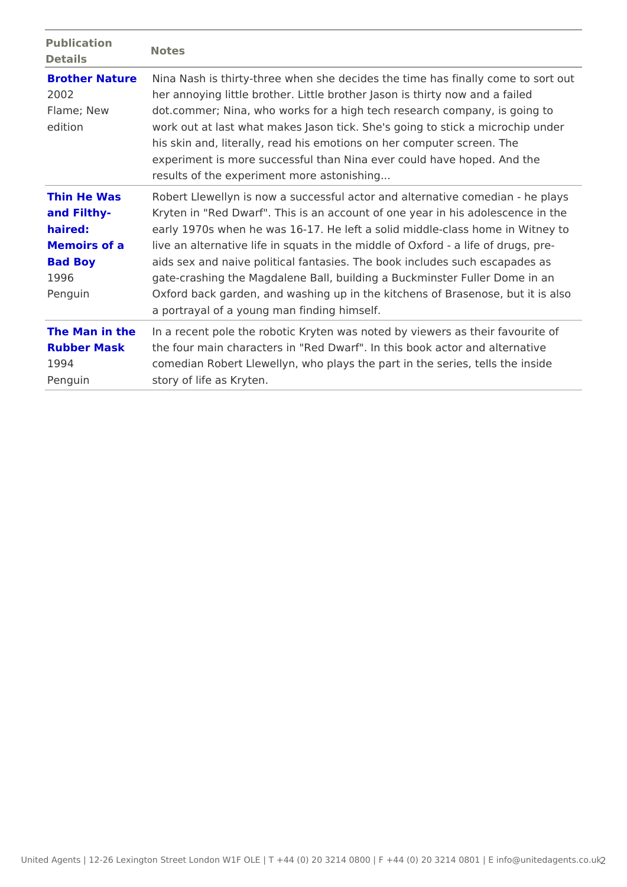| Publication Details | Notes |
|---|---|
| **Brother Nature**<br>2002<br>Flame; New edition | Nina Nash is thirty-three when she decides the time has finally come to sort out her annoying little brother. Little brother Jason is thirty now and a failed dot.commer; Nina, who works for a high tech research company, is going to work out at last what makes Jason tick. She's going to stick a microchip under his skin and, literally, read his emotions on her computer screen. The experiment is more successful than Nina ever could have hoped. And the results of the experiment more astonishing... |
| **Thin He Was and Filthy-haired: Memoirs of a Bad Boy**<br>1996<br>Penguin | Robert Llewellyn is now a successful actor and alternative comedian - he plays Kryten in "Red Dwarf". This is an account of one year in his adolescence in the early 1970s when he was 16-17. He left a solid middle-class home in Witney to live an alternative life in squats in the middle of Oxford - a life of drugs, pre-aids sex and naive political fantasies. The book includes such escapades as gate-crashing the Magdalene Ball, building a Buckminster Fuller Dome in an Oxford back garden, and washing up in the kitchens of Brasenose, but it is also a portrayal of a young man finding himself. |
| **The Man in the Rubber Mask**<br>1994<br>Penguin | In a recent pole the robotic Kryten was noted by viewers as their favourite of the four main characters in "Red Dwarf". In this book actor and alternative comedian Robert Llewellyn, who plays the part in the series, tells the inside story of life as Kryten. |